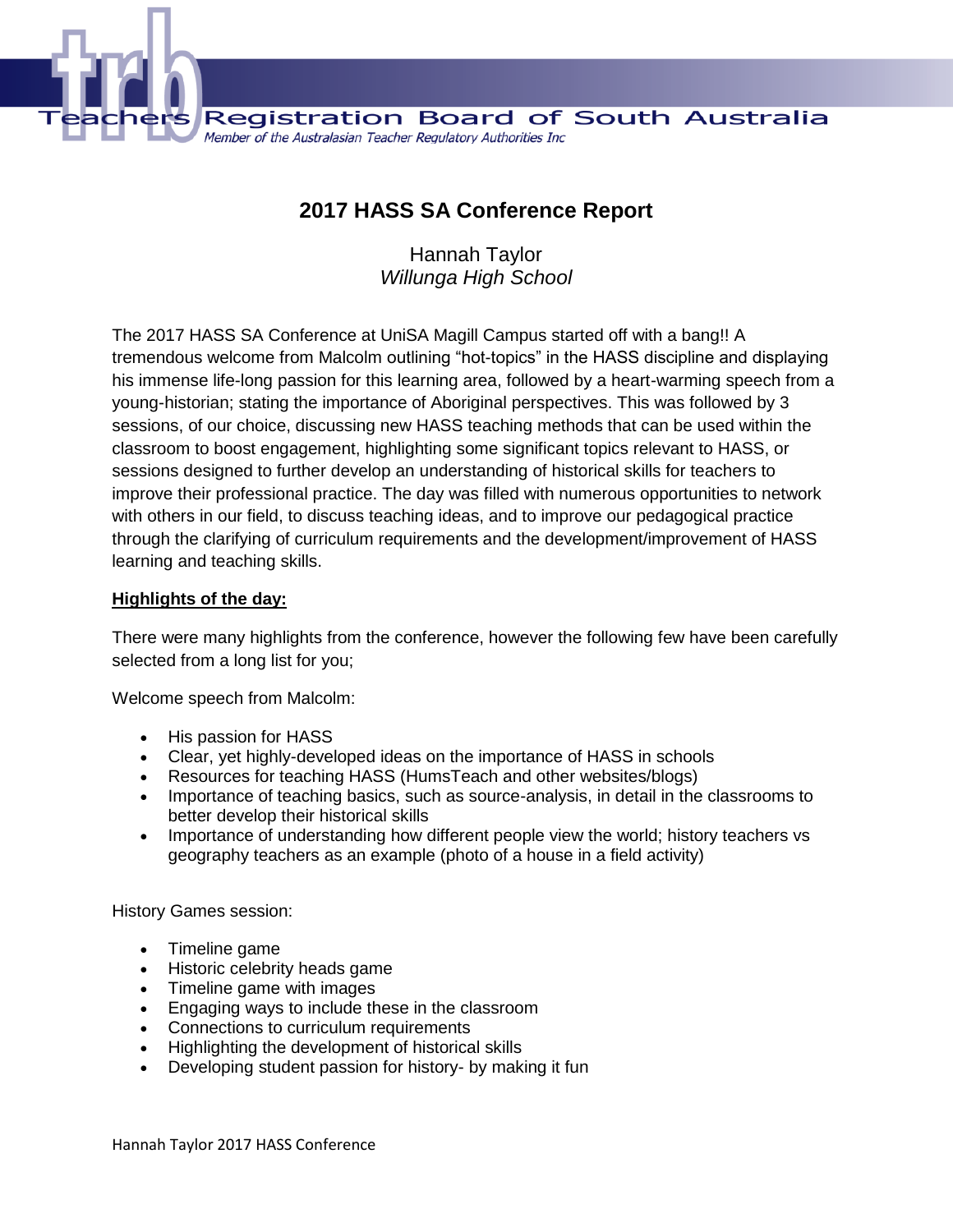Teachers Registration Board of South Australia

*Member of the Australasian Teacher Regulatory Authorities Inc*

# 2017 HASS SA Conference Report

Hannah Taylor
*Willunga High School*

The 2017 HASS SA Conference at UniSA Magill Campus started off with a bang!! A tremendous welcome from Malcolm outlining "hot-topics" in the HASS discipline and displaying his immense life-long passion for this learning area, followed by a heart-warming speech from a young-historian; stating the importance of Aboriginal perspectives. This was followed by 3 sessions, of our choice, discussing new HASS teaching methods that can be used within the classroom to boost engagement, highlighting some significant topics relevant to HASS, or sessions designed to further develop an understanding of historical skills for teachers to improve their professional practice. The day was filled with numerous opportunities to network with others in our field, to discuss teaching ideas, and to improve our pedagogical practice through the clarifying of curriculum requirements and the development/improvement of HASS learning and teaching skills.

## Highlights of the day:

There were many highlights from the conference, however the following few have been carefully selected from a long list for you;

Welcome speech from Malcolm:

- His passion for HASS
- Clear, yet highly-developed ideas on the importance of HASS in schools
- Resources for teaching HASS (HumsTeach and other websites/blogs)
- Importance of teaching basics, such as source-analysis, in detail in the classrooms to better develop their historical skills
- Importance of understanding how different people view the world; history teachers vs geography teachers as an example (photo of a house in a field activity)

History Games session:

- Timeline game
- Historic celebrity heads game
- Timeline game with images
- Engaging ways to include these in the classroom
- Connections to curriculum requirements
- Highlighting the development of historical skills
- Developing student passion for history- by making it fun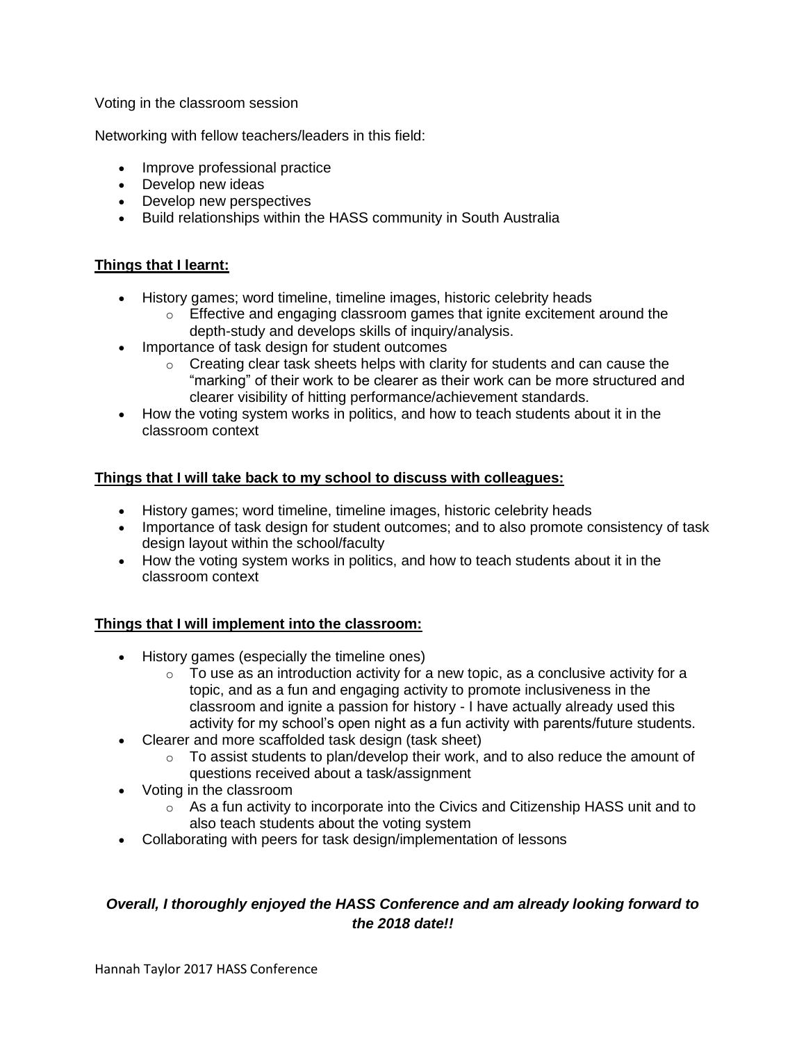Voting in the classroom session

Networking with fellow teachers/leaders in this field:

- Improve professional practice
- Develop new ideas
- Develop new perspectives
- Build relationships within the HASS community in South Australia

**Things that I learnt:**

- History games; word timeline, timeline images, historic celebrity heads
  - Effective and engaging classroom games that ignite excitement around the depth-study and develops skills of inquiry/analysis.
- Importance of task design for student outcomes
  - Creating clear task sheets helps with clarity for students and can cause the "marking" of their work to be clearer as their work can be more structured and clearer visibility of hitting performance/achievement standards.
- How the voting system works in politics, and how to teach students about it in the classroom context

**Things that I will take back to my school to discuss with colleagues:**

- History games; word timeline, timeline images, historic celebrity heads
- Importance of task design for student outcomes; and to also promote consistency of task design layout within the school/faculty
- How the voting system works in politics, and how to teach students about it in the classroom context

**Things that I will implement into the classroom:**

- History games (especially the timeline ones)
  - To use as an introduction activity for a new topic, as a conclusive activity for a topic, and as a fun and engaging activity to promote inclusiveness in the classroom and ignite a passion for history - I have actually already used this activity for my school's open night as a fun activity with parents/future students.
- Clearer and more scaffolded task design (task sheet)
  - To assist students to plan/develop their work, and to also reduce the amount of questions received about a task/assignment
- Voting in the classroom
  - As a fun activity to incorporate into the Civics and Citizenship HASS unit and to also teach students about the voting system
- Collaborating with peers for task design/implementation of lessons

***Overall, I thoroughly enjoyed the HASS Conference and am already looking forward to the 2018 date!!***